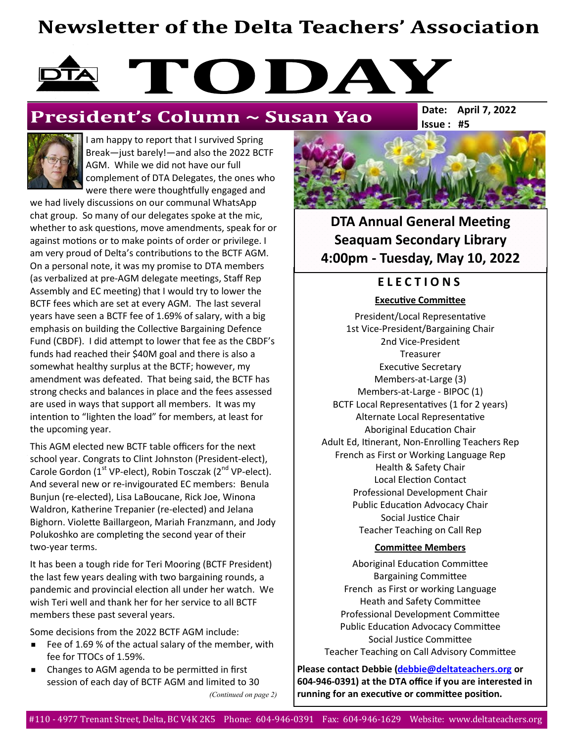# Newsletter of the Delta Teachers' Association

# TODAY

**Date: April 7, 2022**
**Issue : #5**

## President's Column ~ Susan Yao

I am happy to report that I survived Spring Break—just barely!—and also the 2022 BCTF AGM. While we did not have our full complement of DTA Delegates, the ones who were there were thoughtfully engaged and we had lively discussions on our communal WhatsApp chat group. So many of our delegates spoke at the mic, whether to ask questions, move amendments, speak for or against motions or to make points of order or privilege. I am very proud of Delta's contributions to the BCTF AGM. On a personal note, it was my promise to DTA members (as verbalized at pre-AGM delegate meetings, Staff Rep Assembly and EC meeting) that I would try to lower the BCTF fees which are set at every AGM. The last several years have seen a BCTF fee of 1.69% of salary, with a big emphasis on building the Collective Bargaining Defence Fund (CBDF). I did attempt to lower that fee as the CBDF's funds had reached their $40M goal and there is also a somewhat healthy surplus at the BCTF; however, my amendment was defeated. That being said, the BCTF has strong checks and balances in place and the fees assessed are used in ways that support all members. It was my intention to "lighten the load" for members, at least for the upcoming year.

This AGM elected new BCTF table officers for the next school year. Congrats to Clint Johnston (President-elect), Carole Gordon (1st VP-elect), Robin Tosczak (2nd VP-elect). And several new or re-invigourated EC members: Benula Bunjun (re-elected), Lisa LaBoucane, Rick Joe, Winona Waldron, Katherine Trepanier (re-elected) and Jelana Bighorn. Violette Baillargeon, Mariah Franzmann, and Jody Polukoshko are completing the second year of their two-year terms.

It has been a tough ride for Teri Mooring (BCTF President) the last few years dealing with two bargaining rounds, a pandemic and provincial election all under her watch. We wish Teri well and thank her for her service to all BCTF members these past several years.

Some decisions from the 2022 BCTF AGM include:

- Fee of 1.69 % of the actual salary of the member, with fee for TTOCs of 1.59%.
- Changes to AGM agenda to be permitted in first session of each day of BCTF AGM and limited to 30

*(Continued on page 2)*

---

**DTA Annual General Meeting**
**Seaquam Secondary Library**
**4:00pm - Tuesday, May 10, 2022**

### E L E C T I O N S

**Executive Committee**

President/Local Representative
1st Vice-President/Bargaining Chair
2nd Vice-President
Treasurer
Executive Secretary
Members-at-Large (3)
Members-at-Large - BIPOC (1)
BCTF Local Representatives (1 for 2 years)
Alternate Local Representative
Aboriginal Education Chair
Adult Ed, Itinerant, Non-Enrolling Teachers Rep
French as First or Working Language Rep
Health & Safety Chair
Local Election Contact
Professional Development Chair
Public Education Advocacy Chair
Social Justice Chair
Teacher Teaching on Call Rep

**Committee Members**

Aboriginal Education Committee
Bargaining Committee
French as First or working Language
Heath and Safety Committee
Professional Development Committee
Public Education Advocacy Committee
Social Justice Committee
Teacher Teaching on Call Advisory Committee

**Please contact Debbie (debbie@deltateachers.org or 604-946-0391) at the DTA office if you are interested in running for an executive or committee position.**

#110 - 4977 Trenant Street, Delta, BC V4K 2K5 Phone: 604-946-0391 Fax: 604-946-1629 Website: www.deltateachers.org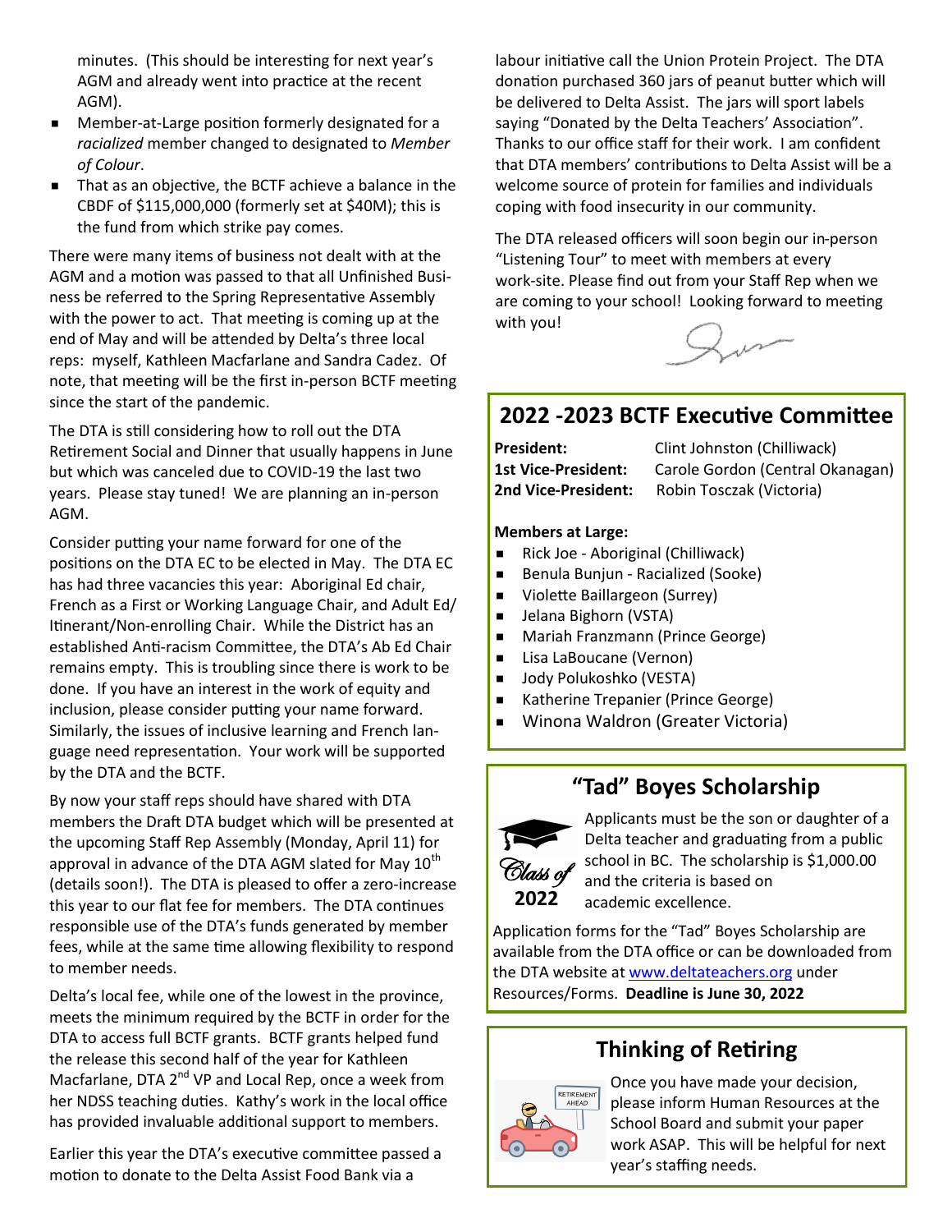minutes. (This should be interesting for next year's AGM and already went into practice at the recent AGM).

- Member-at-Large position formerly designated for a *racialized* member changed to designated to *Member of Colour*.
- That as an objective, the BCTF achieve a balance in the CBDF of $115,000,000 (formerly set at $40M); this is the fund from which strike pay comes.

There were many items of business not dealt with at the AGM and a motion was passed to that all Unfinished Business be referred to the Spring Representative Assembly with the power to act. That meeting is coming up at the end of May and will be attended by Delta's three local reps: myself, Kathleen Macfarlane and Sandra Cadez. Of note, that meeting will be the first in-person BCTF meeting since the start of the pandemic.

The DTA is still considering how to roll out the DTA Retirement Social and Dinner that usually happens in June but which was canceled due to COVID-19 the last two years. Please stay tuned! We are planning an in-person AGM.

Consider putting your name forward for one of the positions on the DTA EC to be elected in May. The DTA EC has had three vacancies this year: Aboriginal Ed chair, French as a First or Working Language Chair, and Adult Ed/ Itinerant/Non-enrolling Chair. While the District has an established Anti-racism Committee, the DTA's Ab Ed Chair remains empty. This is troubling since there is work to be done. If you have an interest in the work of equity and inclusion, please consider putting your name forward. Similarly, the issues of inclusive learning and French language need representation. Your work will be supported by the DTA and the BCTF.

By now your staff reps should have shared with DTA members the Draft DTA budget which will be presented at the upcoming Staff Rep Assembly (Monday, April 11) for approval in advance of the DTA AGM slated for May 10th (details soon!). The DTA is pleased to offer a zero-increase this year to our flat fee for members. The DTA continues responsible use of the DTA's funds generated by member fees, while at the same time allowing flexibility to respond to member needs.

Delta's local fee, while one of the lowest in the province, meets the minimum required by the BCTF in order for the DTA to access full BCTF grants. BCTF grants helped fund the release this second half of the year for Kathleen Macfarlane, DTA 2nd VP and Local Rep, once a week from her NDSS teaching duties. Kathy's work in the local office has provided invaluable additional support to members.

Earlier this year the DTA's executive committee passed a motion to donate to the Delta Assist Food Bank via a labour initiative call the Union Protein Project. The DTA donation purchased 360 jars of peanut butter which will be delivered to Delta Assist. The jars will sport labels saying "Donated by the Delta Teachers' Association". Thanks to our office staff for their work. I am confident that DTA members' contributions to Delta Assist will be a welcome source of protein for families and individuals coping with food insecurity in our community.

The DTA released officers will soon begin our in-person "Listening Tour" to meet with members at every work-site. Please find out from your Staff Rep when we are coming to your school! Looking forward to meeting with you!

## 2022 -2023 BCTF Executive Committee

**President:** Clint Johnston (Chilliwack)
**1st Vice-President:** Carole Gordon (Central Okanagan)
**2nd Vice-President:** Robin Tosczak (Victoria)

**Members at Large:**

- Rick Joe - Aboriginal (Chilliwack)
- Benula Bunjun - Racialized (Sooke)
- Violette Baillargeon (Surrey)
- Jelana Bighorn (VSTA)
- Mariah Franzmann (Prince George)
- Lisa LaBoucane (Vernon)
- Jody Polukoshko (VESTA)
- Katherine Trepanier (Prince George)
- Winona Waldron (Greater Victoria)

## "Tad" Boyes Scholarship

Class of 2022

Applicants must be the son or daughter of a Delta teacher and graduating from a public school in BC. The scholarship is $1,000.00 and the criteria is based on academic excellence.

Application forms for the "Tad" Boyes Scholarship are available from the DTA office or can be downloaded from the DTA website at www.deltateachers.org under Resources/Forms. **Deadline is June 30, 2022**

## Thinking of Retiring

Once you have made your decision, please inform Human Resources at the School Board and submit your paper work ASAP. This will be helpful for next year's staffing needs.